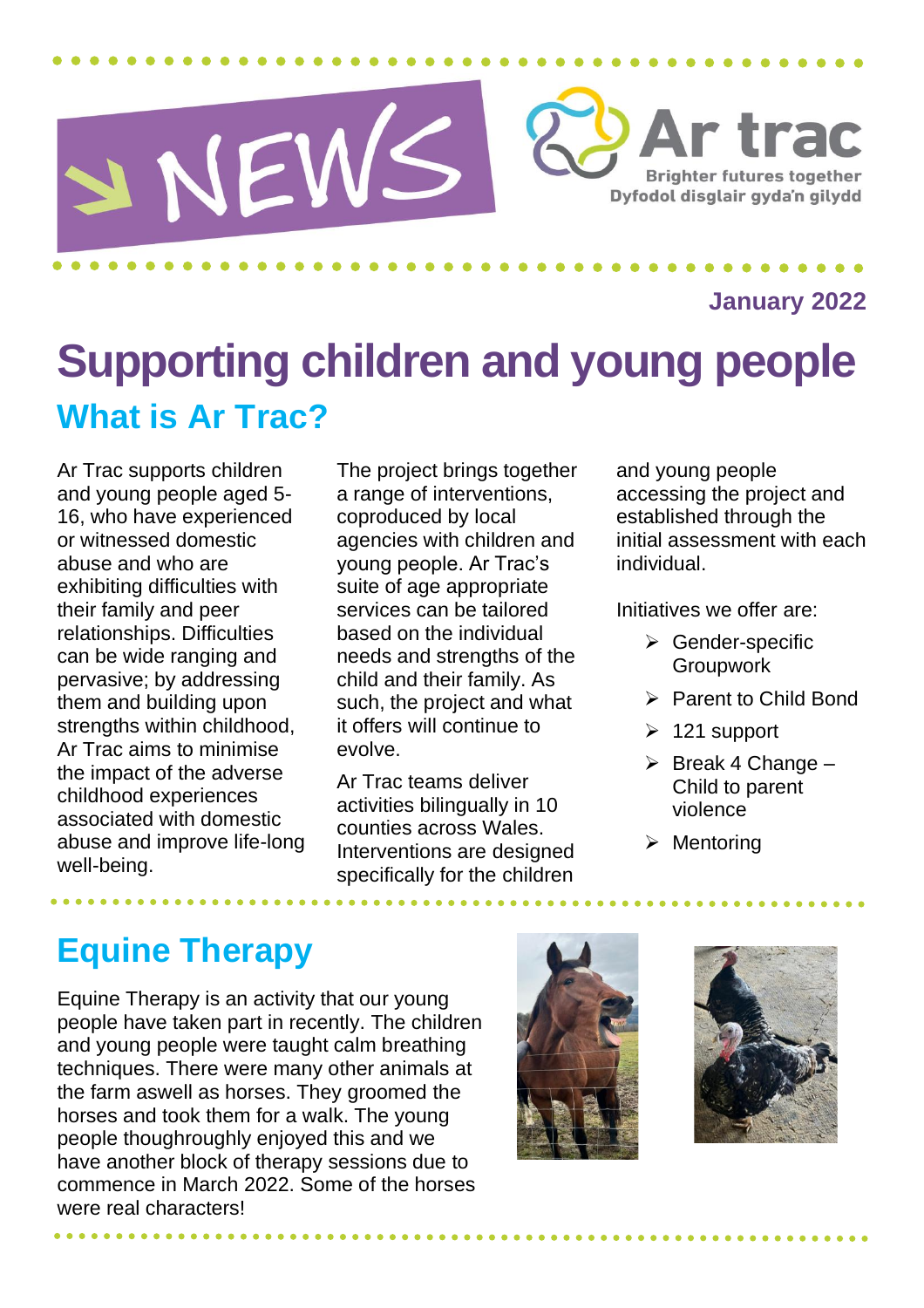NEWS

Ar trac

Brighter futures together
Dyfodol disglair gyda'n gilydd

**January 2022**

# Supporting children and young people

## What is Ar Trac?

Ar Trac supports children and young people aged 5-16, who have experienced or witnessed domestic abuse and who are exhibiting difficulties with their family and peer relationships. Difficulties can be wide ranging and pervasive; by addressing them and building upon strengths within childhood, Ar Trac aims to minimise the impact of the adverse childhood experiences associated with domestic abuse and improve life-long well-being.

The project brings together a range of interventions, coproduced by local agencies with children and young people. Ar Trac's suite of age appropriate services can be tailored based on the individual needs and strengths of the child and their family. As such, the project and what it offers will continue to evolve.

Ar Trac teams deliver activities bilingually in 10 counties across Wales. Interventions are designed specifically for the children and young people accessing the project and established through the initial assessment with each individual.

Initiatives we offer are:

- Gender-specific Groupwork
- Parent to Child Bond
- 121 support
- Break 4 Change – Child to parent violence
- Mentoring

## Equine Therapy

Equine Therapy is an activity that our young people have taken part in recently. The children and young people were taught calm breathing techniques. There were many other animals at the farm aswell as horses. They groomed the horses and took them for a walk. The young people thoughroughly enjoyed this and we have another block of therapy sessions due to commence in March 2022. Some of the horses were real characters!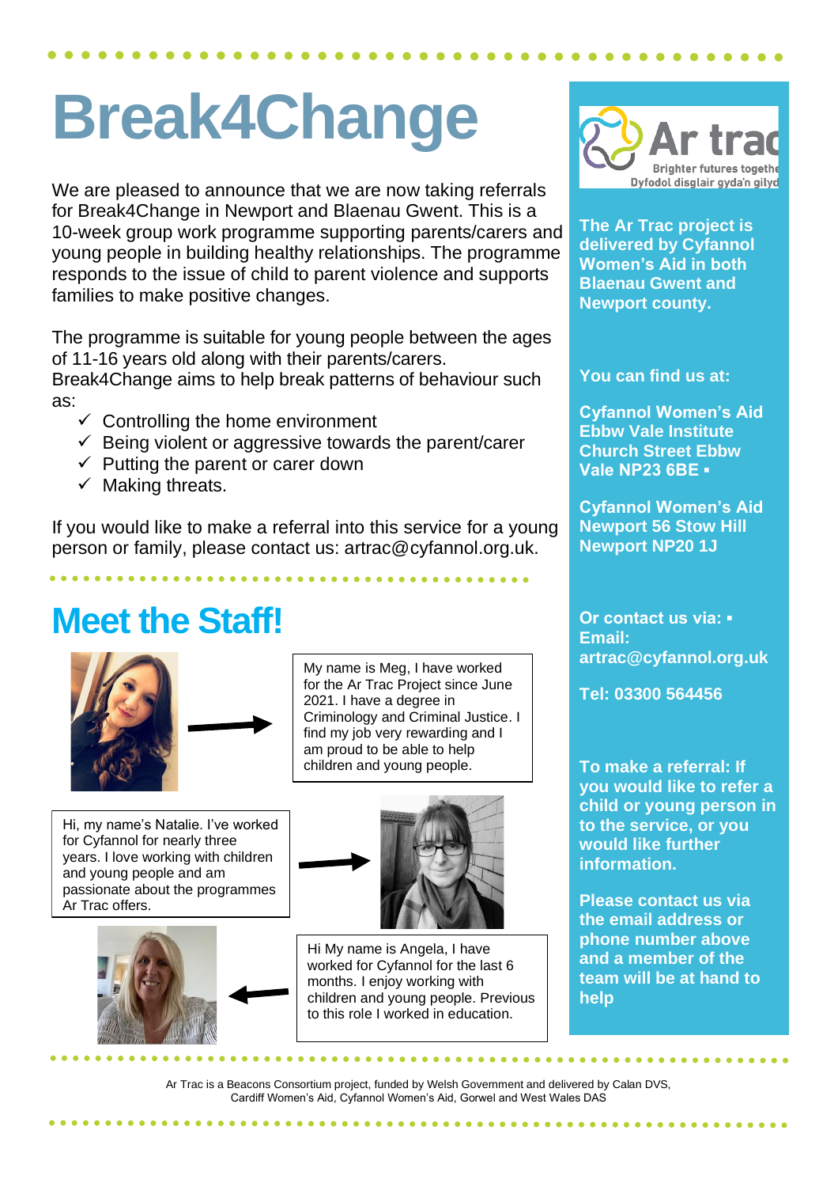# Break4Change

We are pleased to announce that we are now taking referrals for Break4Change in Newport and Blaenau Gwent. This is a 10-week group work programme supporting parents/carers and young people in building healthy relationships. The programme responds to the issue of child to parent violence and supports families to make positive changes.

The programme is suitable for young people between the ages of 11-16 years old along with their parents/carers. Break4Change aims to help break patterns of behaviour such as:

- ✓ Controlling the home environment
- ✓ Being violent or aggressive towards the parent/carer
- ✓ Putting the parent or carer down
- ✓ Making threats.

If you would like to make a referral into this service for a young person or family, please contact us: artrac@cyfannol.org.uk.

## Meet the Staff!

My name is Meg, I have worked for the Ar Trac Project since June 2021. I have a degree in Criminology and Criminal Justice. I find my job very rewarding and I am proud to be able to help children and young people.

Hi, my name's Natalie. I've worked for Cyfannol for nearly three years. I love working with children and young people and am passionate about the programmes Ar Trac offers.

Hi My name is Angela, I have worked for Cyfannol for the last 6 months. I enjoy working with children and young people. Previous to this role I worked in education.

Ar trac
Brighter futures together
Dyfodol disglair gyda'n gilydd

**The Ar Trac project is delivered by Cyfannol Women's Aid in both Blaenau Gwent and Newport county.**

**You can find us at:**

**Cyfannol Women's Aid Ebbw Vale Institute Church Street Ebbw Vale NP23 6BE ▪**

**Cyfannol Women's Aid Newport 56 Stow Hill Newport NP20 1J**

**Or contact us via: ▪ Email: artrac@cyfannol.org.uk**

**Tel: 03300 564456**

**To make a referral: If you would like to refer a child or young person in to the service, or you would like further information.**

**Please contact us via the email address or phone number above and a member of the team will be at hand to help**

Ar Trac is a Beacons Consortium project, funded by Welsh Government and delivered by Calan DVS, Cardiff Women's Aid, Cyfannol Women's Aid, Gorwel and West Wales DAS